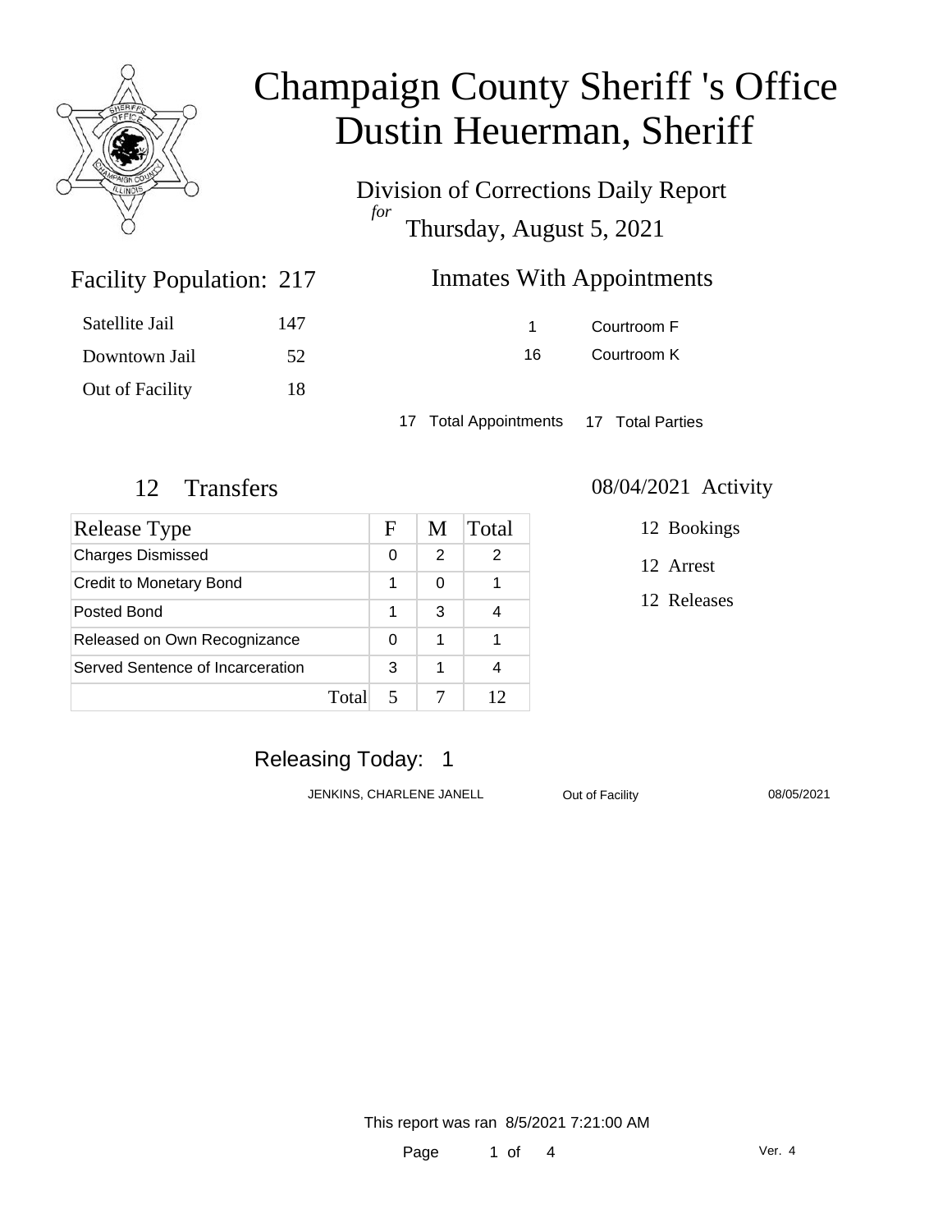# Champaign County Sheriff 's Office
# Dustin Heuerman, Sheriff

Division of Corrections Daily Report
*for*
Thursday, August 5, 2021

## Facility Population: 217

| | |
|---|---|
| Satellite Jail | 147 |
| Downtown Jail | 52 |
| Out of Facility | 18 |

## Inmates With Appointments

| | |
|---|---|
| 1 | Courtroom F |
| 16 | Courtroom K |

17 Total Appointments 17 Total Parties

## 12 Transfers

| Release Type | F | M | Total |
|---|---|---|---|
| Charges Dismissed | 0 | 2 | 2 |
| Credit to Monetary Bond | 1 | 0 | 1 |
| Posted Bond | 1 | 3 | 4 |
| Released on Own Recognizance | 0 | 1 | 1 |
| Served Sentence of Incarceration | 3 | 1 | 4 |
| Total | 5 | 7 | 12 |

## 08/04/2021 Activity

12 Bookings

12 Arrest

12 Releases

## Releasing Today: 1

| | | |
|---|---|---|
| JENKINS, CHARLENE JANELL | Out of Facility | 08/05/2021 |

This report was ran 8/5/2021 7:21:00 AM

Ver. 4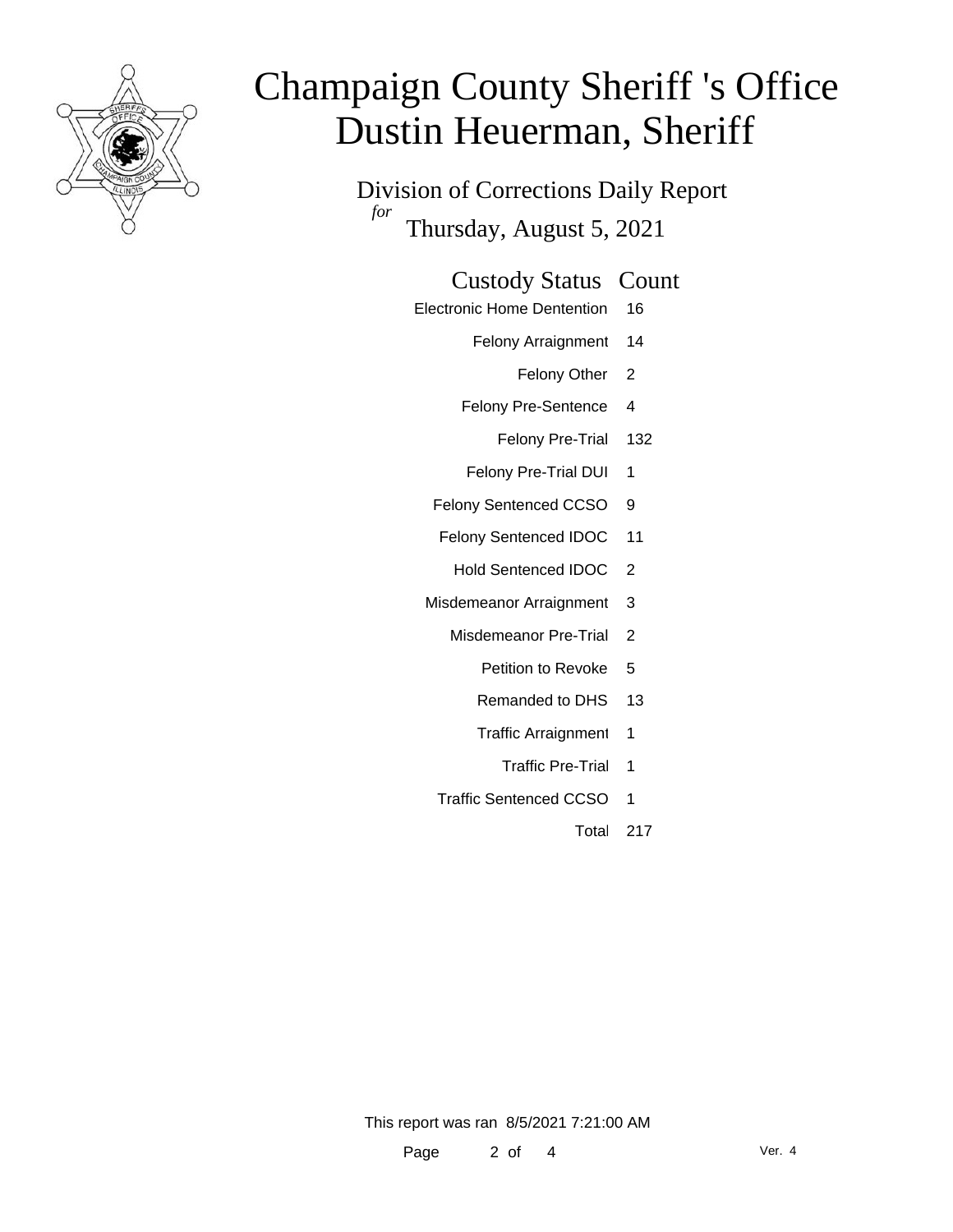# Champaign County Sheriff 's Office
# Dustin Heuerman, Sheriff

Division of Corrections Daily Report

*for*

Thursday, August 5, 2021

| Custody Status | Count |
|---|---|
| Electronic Home Dentention | 16 |
| Felony Arraignment | 14 |
| Felony Other | 2 |
| Felony Pre-Sentence | 4 |
| Felony Pre-Trial | 132 |
| Felony Pre-Trial DUI | 1 |
| Felony Sentenced CCSO | 9 |
| Felony Sentenced IDOC | 11 |
| Hold Sentenced IDOC | 2 |
| Misdemeanor Arraignment | 3 |
| Misdemeanor Pre-Trial | 2 |
| Petition to Revoke | 5 |
| Remanded to DHS | 13 |
| Traffic Arraignment | 1 |
| Traffic Pre-Trial | 1 |
| Traffic Sentenced CCSO | 1 |
| Total | 217 |

This report was ran 8/5/2021 7:21:00 AM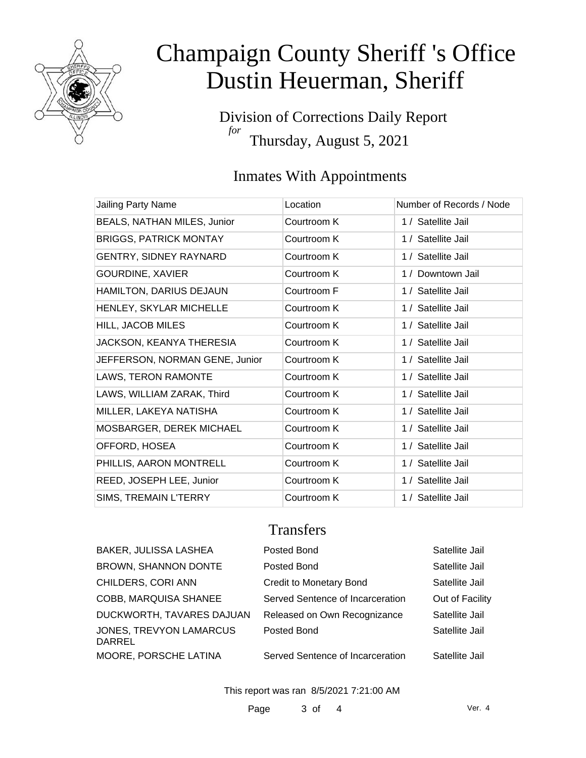# Champaign County Sheriff 's Office
# Dustin Heuerman, Sheriff

Division of Corrections Daily Report
*for*
Thursday, August 5, 2021

## Inmates With Appointments

| Jailing Party Name | Location | Number of Records / Node |
|---|---|---|
| BEALS, NATHAN MILES, Junior | Courtroom K | 1 / Satellite Jail |
| BRIGGS, PATRICK MONTAY | Courtroom K | 1 / Satellite Jail |
| GENTRY, SIDNEY RAYNARD | Courtroom K | 1 / Satellite Jail |
| GOURDINE, XAVIER | Courtroom K | 1 / Downtown Jail |
| HAMILTON, DARIUS DEJAUN | Courtroom F | 1 / Satellite Jail |
| HENLEY, SKYLAR MICHELLE | Courtroom K | 1 / Satellite Jail |
| HILL, JACOB MILES | Courtroom K | 1 / Satellite Jail |
| JACKSON, KEANYA THERESIA | Courtroom K | 1 / Satellite Jail |
| JEFFERSON, NORMAN GENE, Junior | Courtroom K | 1 / Satellite Jail |
| LAWS, TERON RAMONTE | Courtroom K | 1 / Satellite Jail |
| LAWS, WILLIAM ZARAK, Third | Courtroom K | 1 / Satellite Jail |
| MILLER, LAKEYA NATISHA | Courtroom K | 1 / Satellite Jail |
| MOSBARGER, DEREK MICHAEL | Courtroom K | 1 / Satellite Jail |
| OFFORD, HOSEA | Courtroom K | 1 / Satellite Jail |
| PHILLIS, AARON MONTRELL | Courtroom K | 1 / Satellite Jail |
| REED, JOSEPH LEE, Junior | Courtroom K | 1 / Satellite Jail |
| SIMS, TREMAIN L'TERRY | Courtroom K | 1 / Satellite Jail |

## Transfers

| | | |
|---|---|---|
| BAKER, JULISSA LASHEA | Posted Bond | Satellite Jail |
| BROWN, SHANNON DONTE | Posted Bond | Satellite Jail |
| CHILDERS, CORI ANN | Credit to Monetary Bond | Satellite Jail |
| COBB, MARQUISA SHANEE | Served Sentence of Incarceration | Out of Facility |
| DUCKWORTH, TAVARES DAJUAN | Released on Own Recognizance | Satellite Jail |
| JONES, TREVYON LAMARCUS DARREL | Posted Bond | Satellite Jail |
| MOORE, PORSCHE LATINA | Served Sentence of Incarceration | Satellite Jail |

This report was ran 8/5/2021 7:21:00 AM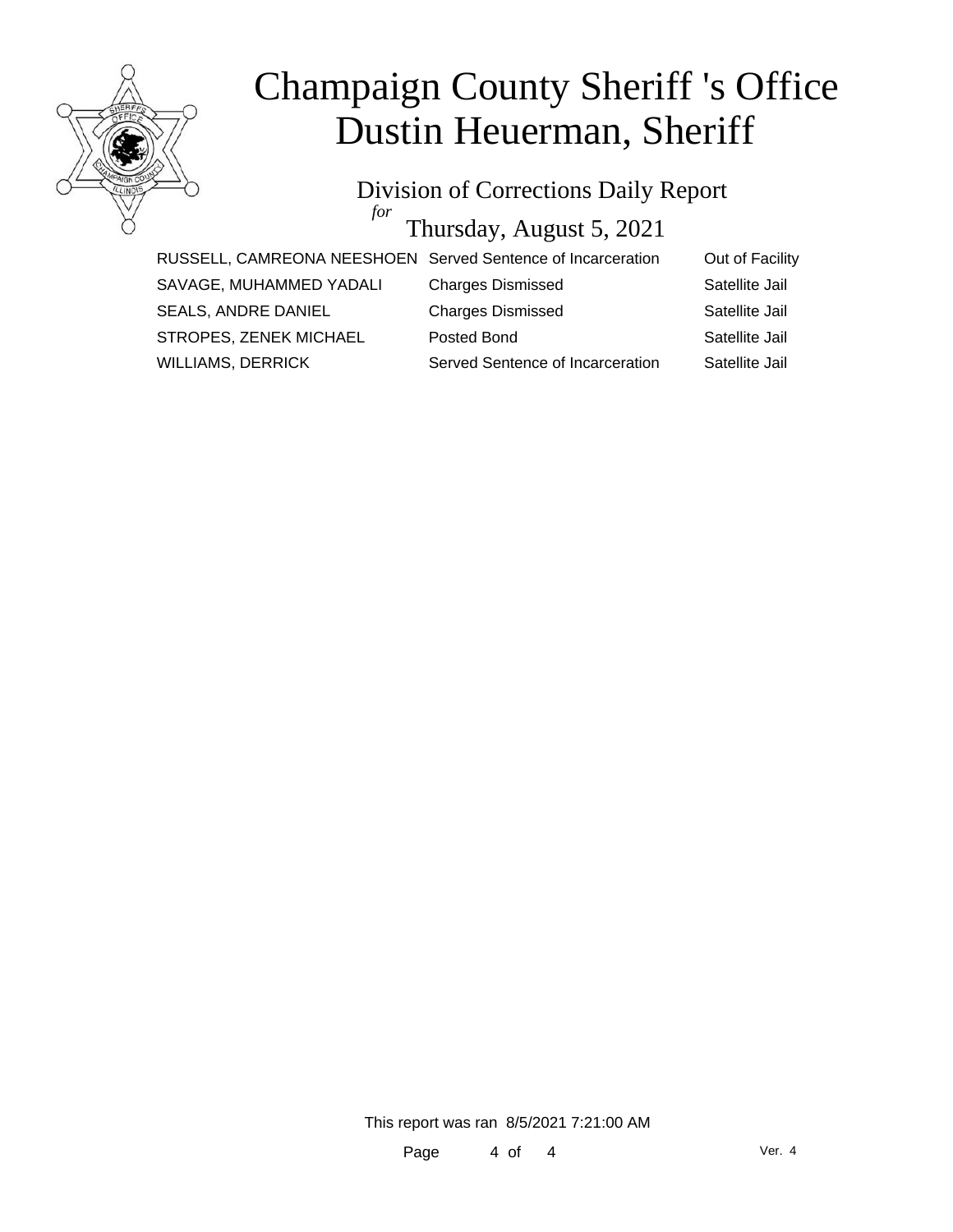# Champaign County Sheriff 's Office
# Dustin Heuerman, Sheriff

## Division of Corrections Daily Report

*for* Thursday, August 5, 2021

| | | |
|---|---|---|
| RUSSELL, CAMREONA NEESHOEN | Served Sentence of Incarceration | Out of Facility |
| SAVAGE, MUHAMMED YADALI | Charges Dismissed | Satellite Jail |
| SEALS, ANDRE DANIEL | Charges Dismissed | Satellite Jail |
| STROPES, ZENEK MICHAEL | Posted Bond | Satellite Jail |
| WILLIAMS, DERRICK | Served Sentence of Incarceration | Satellite Jail |

This report was ran 8/5/2021 7:21:00 AM

Ver. 4